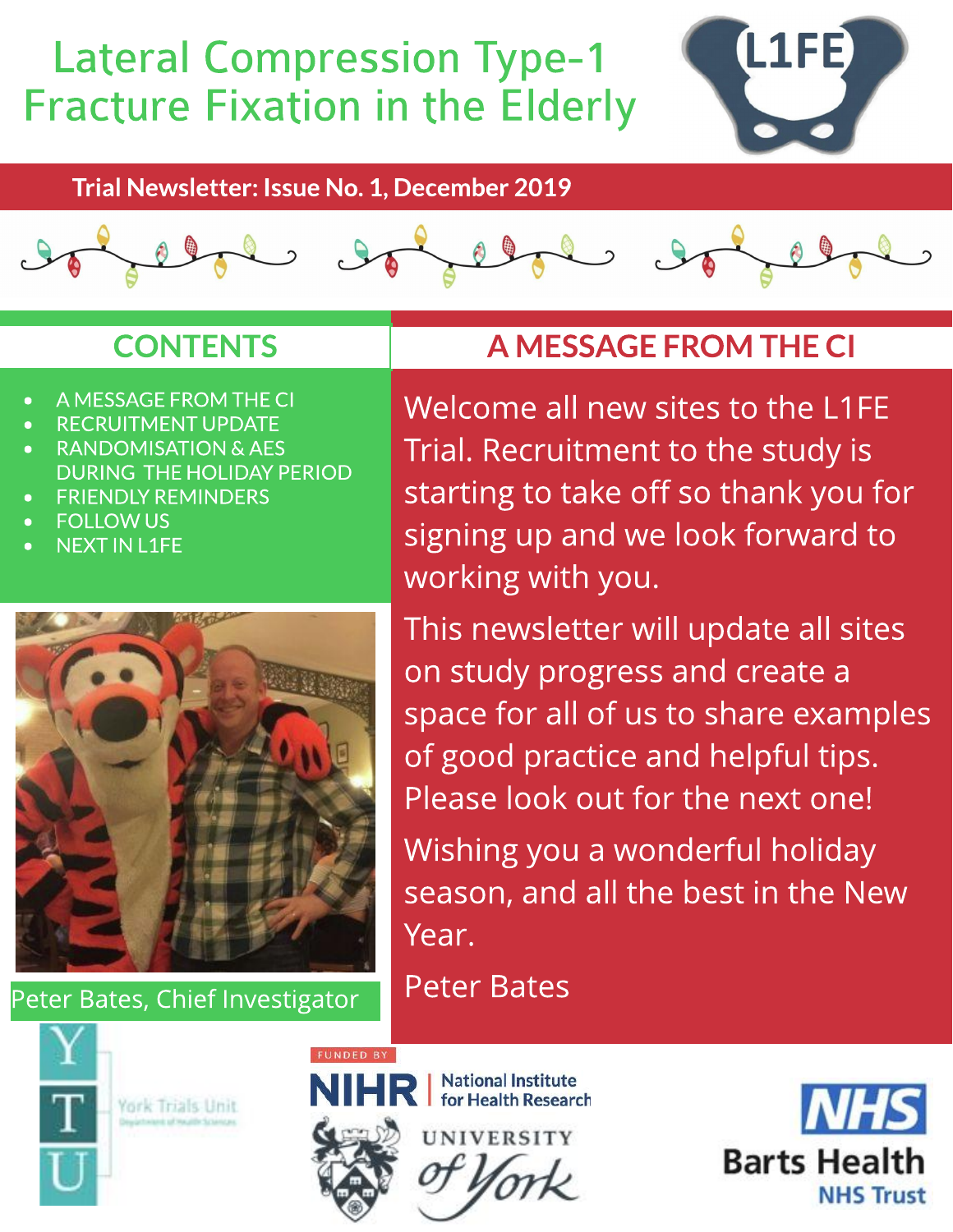# Lateral Compression Type-1 Fracture Fixation in the Elderly

L1FE

**Trial Newsletter: Issue No. 1, December 2019**

## CONTENTS

- A MESSAGE FROM THE CI
- RECRUITMENT UPDATE
- RANDOMISATION & AES DURING THE HOLIDAY PERIOD
- FRIENDLY REMINDERS
- FOLLOW US
- NEXT IN L1FE

Peter Bates, Chief Investigator

## A MESSAGE FROM THE CI

Welcome all new sites to the L1FE Trial. Recruitment to the study is starting to take off so thank you for signing up and we look forward to working with you.

This newsletter will update all sites on study progress and create a space for all of us to share examples of good practice and helpful tips. Please look out for the next one!

Wishing you a wonderful holiday season, and all the best in the New Year.

Peter Bates

York Trials Unit
Department of Health Sciences

FUNDED BY
NIHR | National Institute for Health Research

UNIVERSITY of York

NHS
Barts Health
NHS Trust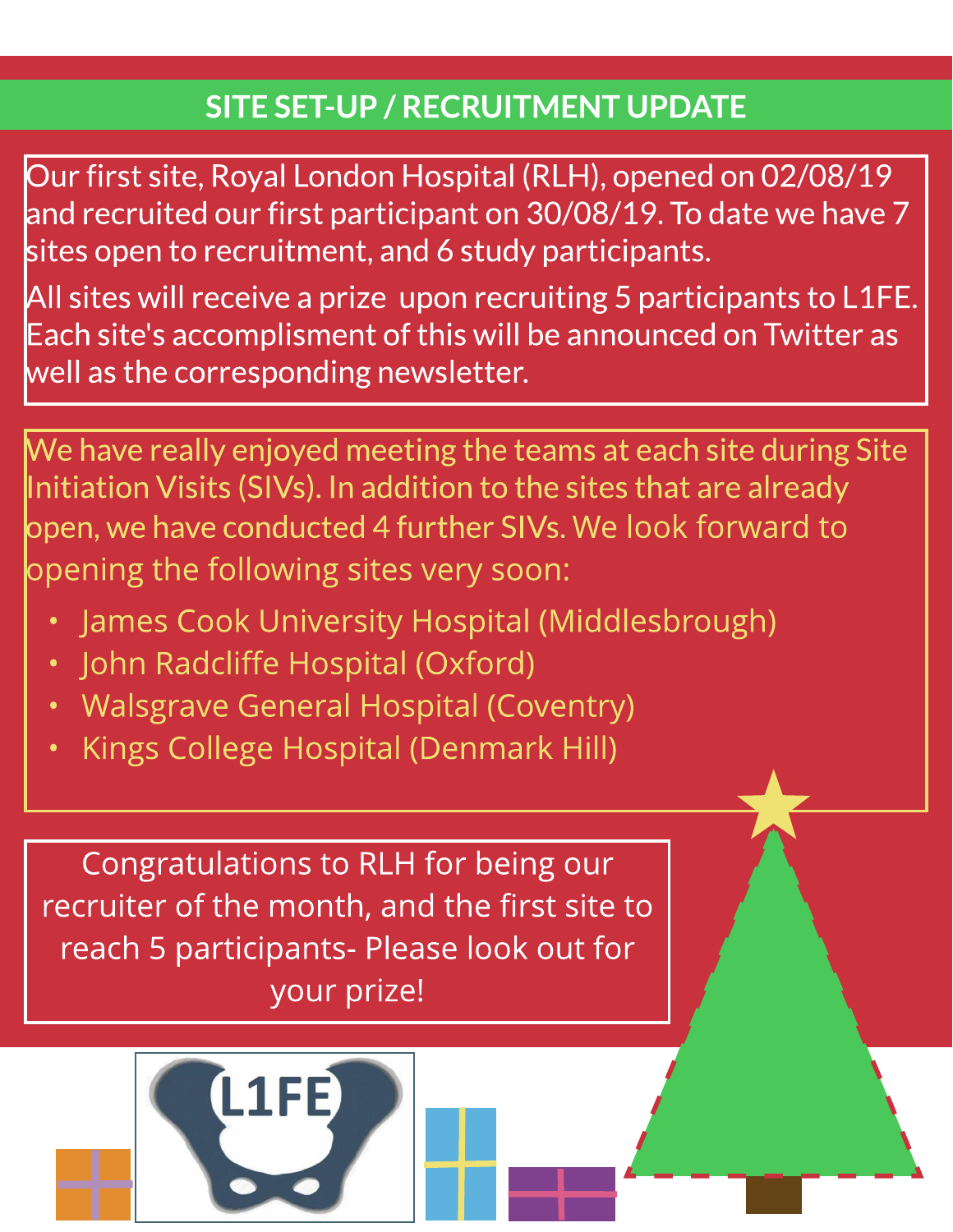## SITE SET-UP / RECRUITMENT UPDATE

Our first site, Royal London Hospital (RLH), opened on 02/08/19 and recruited our first participant on 30/08/19. To date we have 7 sites open to recruitment, and 6 study participants.

All sites will receive a prize upon recruiting 5 participants to L1FE. Each site's accomplisment of this will be announced on Twitter as well as the corresponding newsletter.

We have really enjoyed meeting the teams at each site during Site Initiation Visits (SIVs). In addition to the sites that are already open, we have conducted 4 further SIVs. We look forward to opening the following sites very soon:

- James Cook University Hospital (Middlesbrough)
- John Radcliffe Hospital (Oxford)
- Walsgrave General Hospital (Coventry)
- Kings College Hospital (Denmark Hill)

Congratulations to RLH for being our recruiter of the month, and the first site to reach 5 participants- Please look out for your prize!

L1FE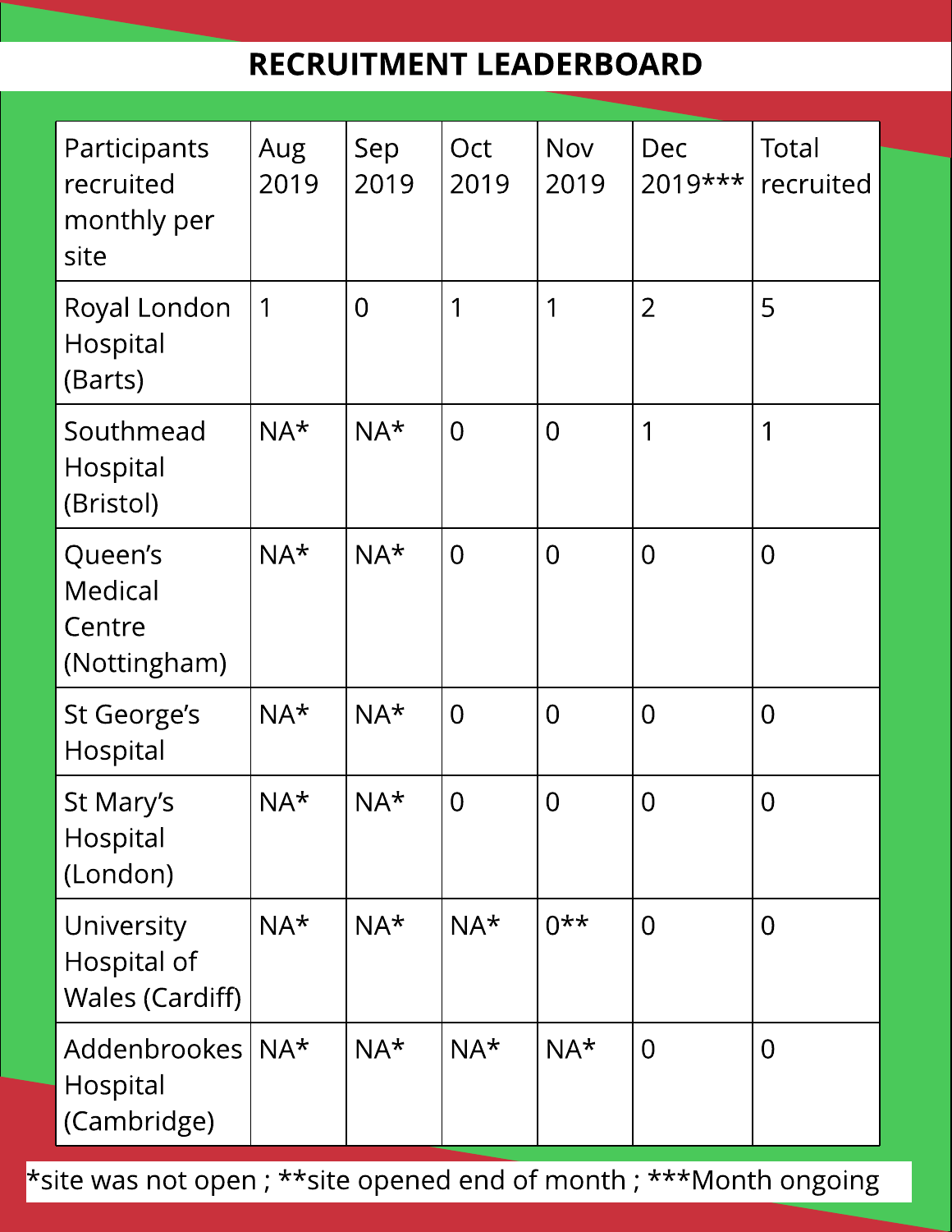# RECRUITMENT LEADERBOARD

| Participants recruited monthly per site | Aug 2019 | Sep 2019 | Oct 2019 | Nov 2019 | Dec 2019*** | Total recruited |
|---|---|---|---|---|---|---|
| Royal London Hospital (Barts) | 1 | 0 | 1 | 1 | 2 | 5 |
| Southmead Hospital (Bristol) | NA* | NA* | 0 | 0 | 1 | 1 |
| Queen's Medical Centre (Nottingham) | NA* | NA* | 0 | 0 | 0 | 0 |
| St George's Hospital | NA* | NA* | 0 | 0 | 0 | 0 |
| St Mary's Hospital (London) | NA* | NA* | 0 | 0 | 0 | 0 |
| University Hospital of Wales (Cardiff) | NA* | NA* | NA* | 0** | 0 | 0 |
| Addenbrookes Hospital (Cambridge) | NA* | NA* | NA* | NA* | 0 | 0 |

*site was not open ; **site opened end of month ; ***Month ongoing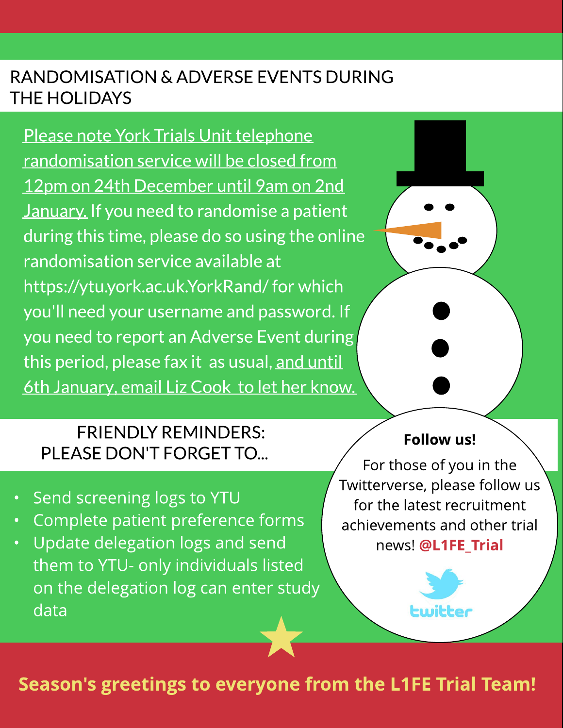## RANDOMISATION & ADVERSE EVENTS DURING THE HOLIDAYS

Please note York Trials Unit telephone randomisation service will be closed from 12pm on 24th December until 9am on 2nd January. If you need to randomise a patient during this time, please do so using the online randomisation service available at https://ytu.york.ac.uk.YorkRand/ for which you'll need your username and password. If you need to report an Adverse Event during this period, please fax it as usual, and until 6th January, email Liz Cook to let her know.

## FRIENDLY REMINDERS: PLEASE DON'T FORGET TO...

- Send screening logs to YTU
- Complete patient preference forms
- Update delegation logs and send them to YTU- only individuals listed on the delegation log can enter study data

**Follow us!**

For those of you in the Twitterverse, please follow us for the latest recruitment achievements and other trial news! **@L1FE_Trial**

**Season's greetings to everyone from the L1FE Trial Team!**